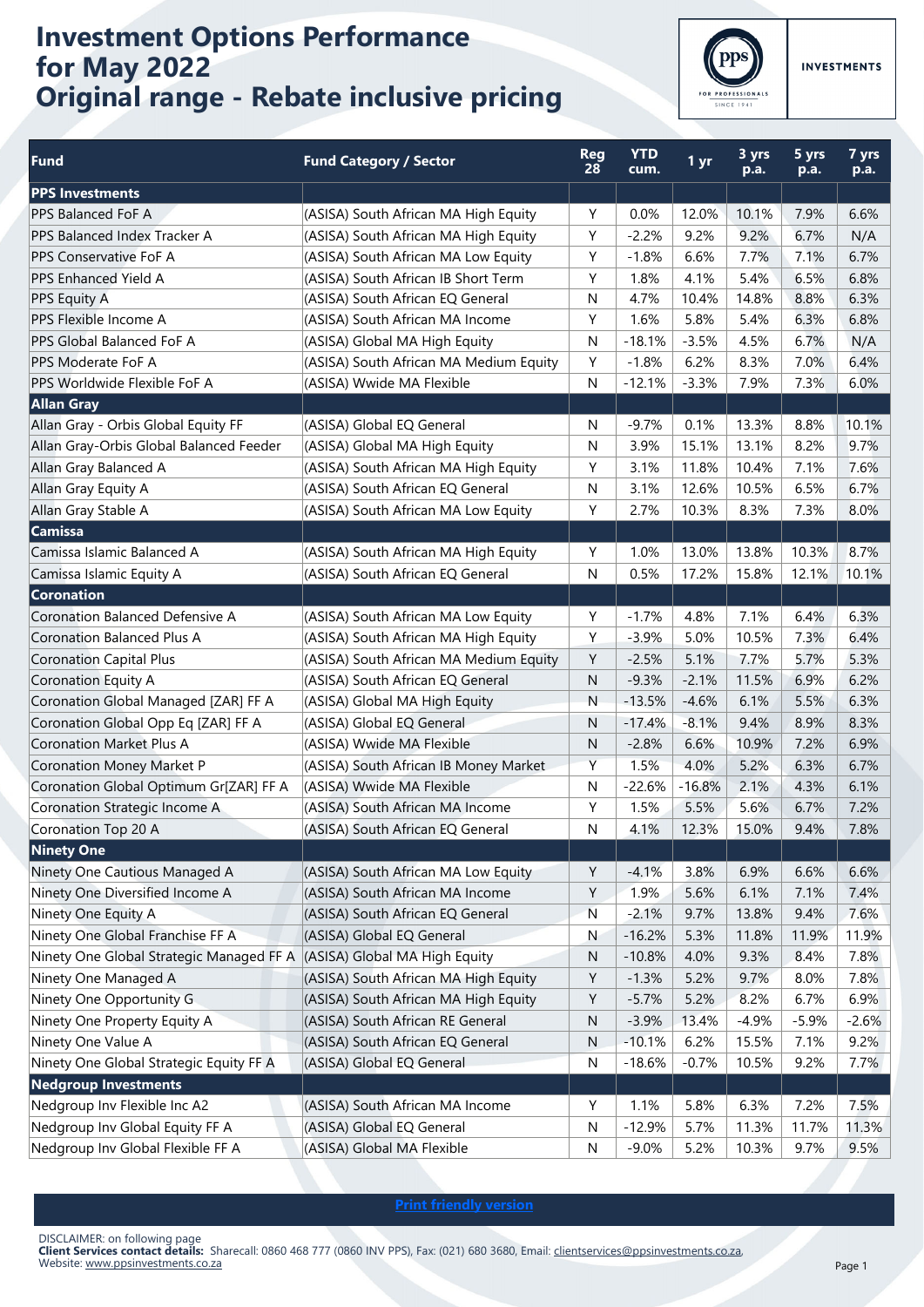# Investment Options Performance for May 2022 Original range - Rebate inclusive pricing

PPS INVESTMENTS

| Fund | Fund Category / Sector | Reg 28 | YTD cum. | 1 yr | 3 yrs p.a. | 5 yrs p.a. | 7 yrs p.a. |
|---|---|---|---|---|---|---|---|
| **PPS Investments** | | | | | | | |
| PPS Balanced FoF A | (ASISA) South African MA High Equity | Y | 0.0% | 12.0% | 10.1% | 7.9% | 6.6% |
| PPS Balanced Index Tracker A | (ASISA) South African MA High Equity | Y | -2.2% | 9.2% | 9.2% | 6.7% | N/A |
| PPS Conservative FoF A | (ASISA) South African MA Low Equity | Y | -1.8% | 6.6% | 7.7% | 7.1% | 6.7% |
| PPS Enhanced Yield A | (ASISA) South African IB Short Term | Y | 1.8% | 4.1% | 5.4% | 6.5% | 6.8% |
| PPS Equity A | (ASISA) South African EQ General | N | 4.7% | 10.4% | 14.8% | 8.8% | 6.3% |
| PPS Flexible Income A | (ASISA) South African MA Income | Y | 1.6% | 5.8% | 5.4% | 6.3% | 6.8% |
| PPS Global Balanced FoF A | (ASISA) Global MA High Equity | N | -18.1% | -3.5% | 4.5% | 6.7% | N/A |
| PPS Moderate FoF A | (ASISA) South African MA Medium Equity | Y | -1.8% | 6.2% | 8.3% | 7.0% | 6.4% |
| PPS Worldwide Flexible FoF A | (ASISA) Wwide MA Flexible | N | -12.1% | -3.3% | 7.9% | 7.3% | 6.0% |
| **Allan Gray** | | | | | | | |
| Allan Gray - Orbis Global Equity FF | (ASISA) Global EQ General | N | -9.7% | 0.1% | 13.3% | 8.8% | 10.1% |
| Allan Gray-Orbis Global Balanced Feeder | (ASISA) Global MA High Equity | N | 3.9% | 15.1% | 13.1% | 8.2% | 9.7% |
| Allan Gray Balanced A | (ASISA) South African MA High Equity | Y | 3.1% | 11.8% | 10.4% | 7.1% | 7.6% |
| Allan Gray Equity A | (ASISA) South African EQ General | N | 3.1% | 12.6% | 10.5% | 6.5% | 6.7% |
| Allan Gray Stable A | (ASISA) South African MA Low Equity | Y | 2.7% | 10.3% | 8.3% | 7.3% | 8.0% |
| **Camissa** | | | | | | | |
| Camissa Islamic Balanced A | (ASISA) South African MA High Equity | Y | 1.0% | 13.0% | 13.8% | 10.3% | 8.7% |
| Camissa Islamic Equity A | (ASISA) South African EQ General | N | 0.5% | 17.2% | 15.8% | 12.1% | 10.1% |
| **Coronation** | | | | | | | |
| Coronation Balanced Defensive A | (ASISA) South African MA Low Equity | Y | -1.7% | 4.8% | 7.1% | 6.4% | 6.3% |
| Coronation Balanced Plus A | (ASISA) South African MA High Equity | Y | -3.9% | 5.0% | 10.5% | 7.3% | 6.4% |
| Coronation Capital Plus | (ASISA) South African MA Medium Equity | Y | -2.5% | 5.1% | 7.7% | 5.7% | 5.3% |
| Coronation Equity A | (ASISA) South African EQ General | N | -9.3% | -2.1% | 11.5% | 6.9% | 6.2% |
| Coronation Global Managed [ZAR] FF A | (ASISA) Global MA High Equity | N | -13.5% | -4.6% | 6.1% | 5.5% | 6.3% |
| Coronation Global Opp Eq [ZAR] FF A | (ASISA) Global EQ General | N | -17.4% | -8.1% | 9.4% | 8.9% | 8.3% |
| Coronation Market Plus A | (ASISA) Wwide MA Flexible | N | -2.8% | 6.6% | 10.9% | 7.2% | 6.9% |
| Coronation Money Market P | (ASISA) South African IB Money Market | Y | 1.5% | 4.0% | 5.2% | 6.3% | 6.7% |
| Coronation Global Optimum Gr[ZAR] FF A | (ASISA) Wwide MA Flexible | N | -22.6% | -16.8% | 2.1% | 4.3% | 6.1% |
| Coronation Strategic Income A | (ASISA) South African MA Income | Y | 1.5% | 5.5% | 5.6% | 6.7% | 7.2% |
| Coronation Top 20 A | (ASISA) South African EQ General | N | 4.1% | 12.3% | 15.0% | 9.4% | 7.8% |
| **Ninety One** | | | | | | | |
| Ninety One Cautious Managed A | (ASISA) South African MA Low Equity | Y | -4.1% | 3.8% | 6.9% | 6.6% | 6.6% |
| Ninety One Diversified Income A | (ASISA) South African MA Income | Y | 1.9% | 5.6% | 6.1% | 7.1% | 7.4% |
| Ninety One Equity A | (ASISA) South African EQ General | N | -2.1% | 9.7% | 13.8% | 9.4% | 7.6% |
| Ninety One Global Franchise FF A | (ASISA) Global EQ General | N | -16.2% | 5.3% | 11.8% | 11.9% | 11.9% |
| Ninety One Global Strategic Managed FF A | (ASISA) Global MA High Equity | N | -10.8% | 4.0% | 9.3% | 8.4% | 7.8% |
| Ninety One Managed A | (ASISA) South African MA High Equity | Y | -1.3% | 5.2% | 9.7% | 8.0% | 7.8% |
| Ninety One Opportunity G | (ASISA) South African MA High Equity | Y | -5.7% | 5.2% | 8.2% | 6.7% | 6.9% |
| Ninety One Property Equity A | (ASISA) South African RE General | N | -3.9% | 13.4% | -4.9% | -5.9% | -2.6% |
| Ninety One Value A | (ASISA) South African EQ General | N | -10.1% | 6.2% | 15.5% | 7.1% | 9.2% |
| Ninety One Global Strategic Equity FF A | (ASISA) Global EQ General | N | -18.6% | -0.7% | 10.5% | 9.2% | 7.7% |
| **Nedgroup Investments** | | | | | | | |
| Nedgroup Inv Flexible Inc A2 | (ASISA) South African MA Income | Y | 1.1% | 5.8% | 6.3% | 7.2% | 7.5% |
| Nedgroup Inv Global Equity FF A | (ASISA) Global EQ General | N | -12.9% | 5.7% | 11.3% | 11.7% | 11.3% |
| Nedgroup Inv Global Flexible FF A | (ASISA) Global MA Flexible | N | -9.0% | 5.2% | 10.3% | 9.7% | 9.5% |

Print friendly version

DISCLAIMER: on following page
**Client Services contact details:** Sharecall: 0860 468 777 (0860 INV PPS), Fax: (021) 680 3680, Email: clientservices@ppsinvestments.co.za, Website: www.ppsinvestments.co.za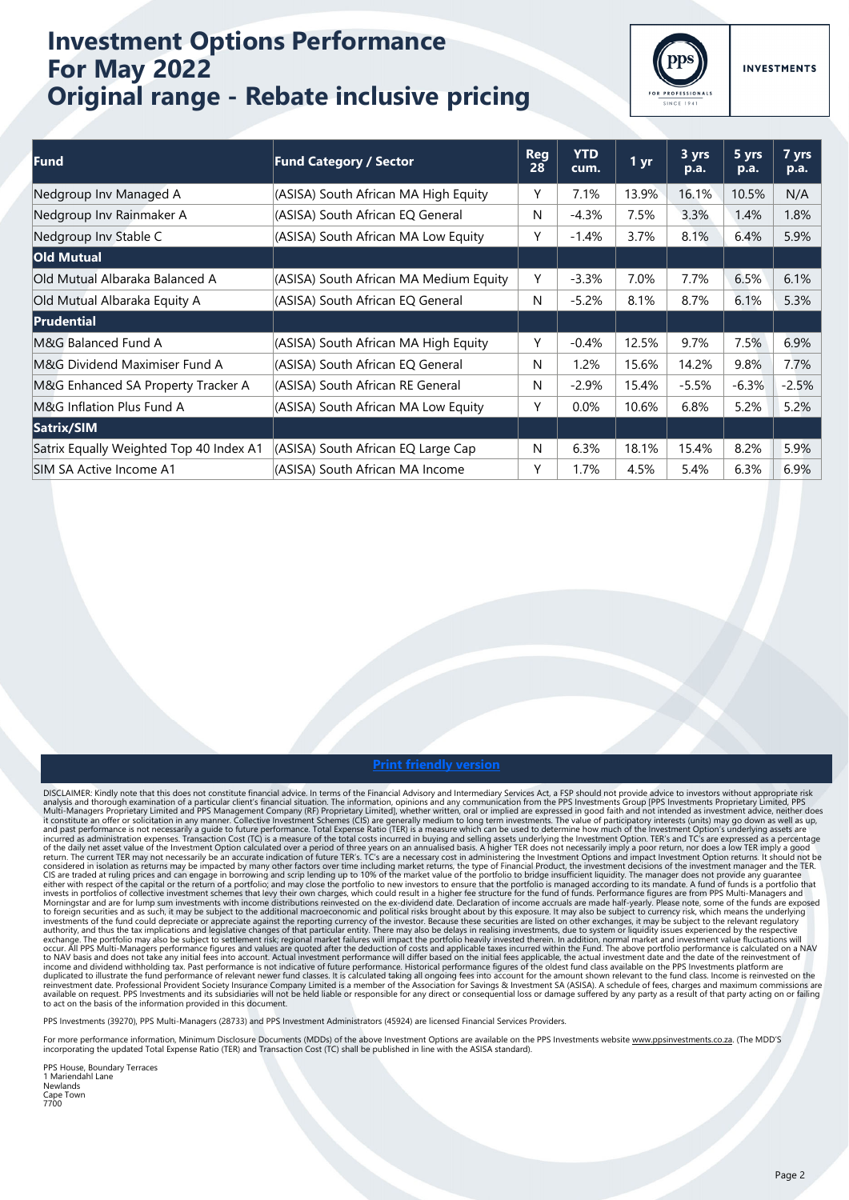# Investment Options Performance For May 2022 Original range - Rebate inclusive pricing

INVESTMENTS

| Fund | Fund Category / Sector | Reg 28 | YTD cum. | 1 yr | 3 yrs p.a. | 5 yrs p.a. | 7 yrs p.a. |
|---|---|---|---|---|---|---|---|
| Nedgroup Inv Managed A | (ASISA) South African MA High Equity | Y | 7.1% | 13.9% | 16.1% | 10.5% | N/A |
| Nedgroup Inv Rainmaker A | (ASISA) South African EQ General | N | -4.3% | 7.5% | 3.3% | 1.4% | 1.8% |
| Nedgroup Inv Stable C | (ASISA) South African MA Low Equity | Y | -1.4% | 3.7% | 8.1% | 6.4% | 5.9% |
| **Old Mutual** | | | | | | | |
| Old Mutual Albaraka Balanced A | (ASISA) South African MA Medium Equity | Y | -3.3% | 7.0% | 7.7% | 6.5% | 6.1% |
| Old Mutual Albaraka Equity A | (ASISA) South African EQ General | N | -5.2% | 8.1% | 8.7% | 6.1% | 5.3% |
| **Prudential** | | | | | | | |
| M&G Balanced Fund A | (ASISA) South African MA High Equity | Y | -0.4% | 12.5% | 9.7% | 7.5% | 6.9% |
| M&G Dividend Maximiser Fund A | (ASISA) South African EQ General | N | 1.2% | 15.6% | 14.2% | 9.8% | 7.7% |
| M&G Enhanced SA Property Tracker A | (ASISA) South African RE General | N | -2.9% | 15.4% | -5.5% | -6.3% | -2.5% |
| M&G Inflation Plus Fund A | (ASISA) South African MA Low Equity | Y | 0.0% | 10.6% | 6.8% | 5.2% | 5.2% |
| **Satrix/SIM** | | | | | | | |
| Satrix Equally Weighted Top 40 Index A1 | (ASISA) South African EQ Large Cap | N | 6.3% | 18.1% | 15.4% | 8.2% | 5.9% |
| SIM SA Active Income A1 | (ASISA) South African MA Income | Y | 1.7% | 4.5% | 5.4% | 6.3% | 6.9% |

**Print friendly version**

DISCLAIMER: Kindly note that this does not constitute financial advice. In terms of the Financial Advisory and Intermediary Services Act, a FSP should not provide advice to investors without appropriate risk analysis and thorough examination of a particular client's financial situation. The information, opinions and any communication from the PPS Investments Group [PPS Investments Proprietary Limited, PPS Multi-Managers Proprietary Limited and PPS Management Company (RF) Proprietary Limited], whether written, oral or implied are expressed in good faith and not intended as investment advice, neither does it constitute an offer or solicitation in any manner. Collective Investment Schemes (CIS) are generally medium to long term investments. The value of participatory interests (units) may go down as well as up, and past performance is not necessarily a guide to future performance. Total Expense Ratio (TER) is a measure which can be used to determine how much of the Investment Option's underlying assets are incurred as administration expenses. Transaction Cost (TC) is a measure of the total costs incurred in buying and selling assets underlying the Investment Option. TER's and TC's are expressed as a percentage of the daily net asset value of the Investment Option calculated over a period of three years on an annualised basis. A higher TER does not necessarily imply a poor return, nor does a low TER imply a good return. The current TER may not necessarily be an accurate indication of future TER's. TC's are a necessary cost in administering the Investment Options and impact Investment Option returns. It should not be considered in isolation as returns may be impacted by many other factors over time including market returns, the type of Financial Product, the investment decisions of the investment manager and the TER. CIS are traded at ruling prices and can engage in borrowing and scrip lending up to 10% of the market value of the portfolio to bridge insufficient liquidity. The manager does not provide any guarantee either with respect of the capital or the return of a portfolio; and may close the portfolio to new investors to ensure that the portfolio is managed according to its mandate. A fund of funds is a portfolio that invests in portfolios of collective investment schemes that levy their own charges, which could result in a higher fee structure for the fund of funds. Performance figures are from PPS Multi-Managers and Morningstar and are for lump sum investments with income distributions reinvested on the ex-dividend date. Declaration of income accruals are made half-yearly. Please note, some of the funds are exposed to foreign securities and as such, it may be subject to the additional macroeconomic and political risks brought about by this exposure. It may also be subject to currency risk, which means the underlying investments of the fund could depreciate or appreciate against the reporting currency of the investor. Because these securities are listed on other exchanges, it may be subject to the relevant regulatory authority, and thus the tax implications and legislative changes of that particular entity. There may also be delays in realising investments, due to system or liquidity issues experienced by the respective exchange. The portfolio may also be subject to settlement risk; regional market failures will impact the portfolio heavily invested therein. In addition, normal market and investment value fluctuations will occur. All PPS Multi-Managers performance figures and values are quoted after the deduction of costs and applicable taxes incurred within the Fund. The above portfolio performance is calculated on a NAV to NAV basis and does not take any initial fees into account. Actual investment performance will differ based on the initial fees applicable, the actual investment date and the date of the reinvestment of income and dividend withholding tax. Past performance is not indicative of future performance. Historical performance figures of the oldest fund class available on the PPS Investments platform are duplicated to illustrate the fund performance of relevant newer fund classes. It is calculated taking all ongoing fees into account for the amount shown relevant to the fund class. Income is reinvested on the reinvestment date. Professional Provident Society Insurance Company Limited is a member of the Association for Savings & Investment SA (ASISA). A schedule of fees, charges and maximum commissions are available on request. PPS Investments and its subsidiaries will not be held liable or responsible for any direct or consequential loss or damage suffered by any party as a result of that party acting on or failing to act on the basis of the information provided in this document.

PPS Investments (39270), PPS Multi-Managers (28733) and PPS Investment Administrators (45924) are licensed Financial Services Providers.

For more performance information, Minimum Disclosure Documents (MDDs) of the above Investment Options are available on the PPS Investments website www.ppsinvestments.co.za. (The MDD'S incorporating the updated Total Expense Ratio (TER) and Transaction Cost (TC) shall be published in line with the ASISA standard).

PPS House, Boundary Terraces
1 Mariendahl Lane
Newlands
Cape Town
7700